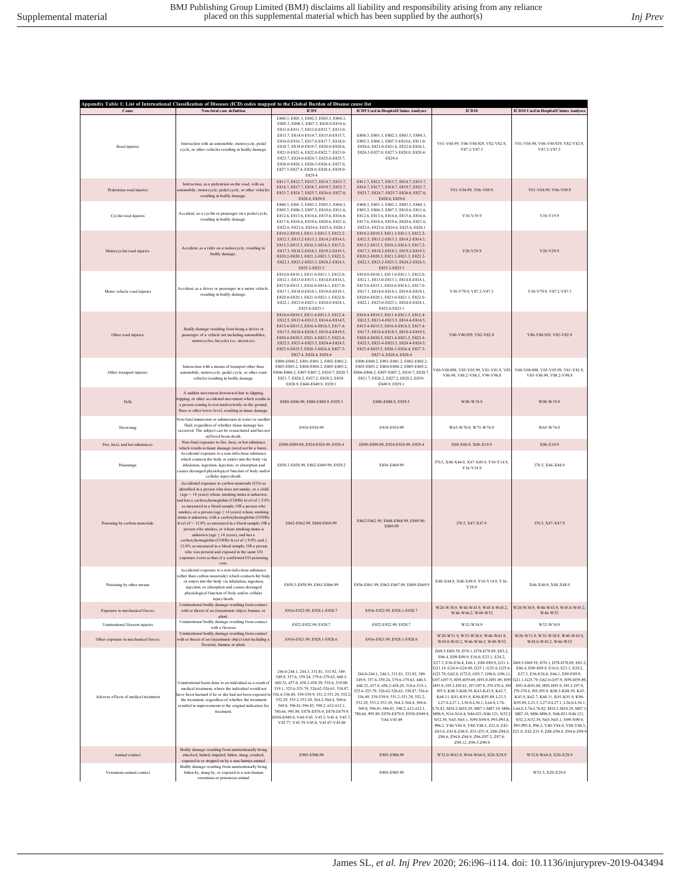| Appendix Table 1: List of International Classification of Diseases (ICD) codes mapped to the Global Burden of Disease cause list | | | | | |
|---|---|---|---|---|---|
| Cause | Non-fatal case definition | ICD9 | ICD9 Used in Hospital/Claims Analyses | ICD10 | ICD10 Used in Hospital/Claims Analyses |
| Road injuries | Interaction with an automobile, motorcycle, pedal cycle, or other vehicles resulting in bodily damage. | E800.3, E801.3, E802.3, E803.3, E804.3, E805.3, E806.3, E807.3, E810.0-E810.6, E811.0-E811.7, E812.0-E812.7, E813.0-E813.7, E814.0-E814.7, E815.0-E815.7, E816.0-E816.7, E817.0-E817.7, E818.0-E818.7, E819.0-E819.7, E820.0-E820.6, E821.0-E821.6, E822.0-E822.7, E823.0-E823.7, E824.0-E824.7, E825.0-E825.7, E826.0-E826.1, E826.3-E826.4, E827.0, E827.3-E827.4, E828.0, E828.4, E829.0-E829.4 | E800.3, E801.3, E802.3, E803.3, E804.3, E805.3, E806.3, E807.3-E810.6, E811.0-E820.6, E821.0-E821.6, E822.0-E826.1, E826.3-E827.0, E827.3-E828.0, E828.4-E829.4 | V01-V04.99, V06-V80.929, V82-V82.9, V87.2-V87.3 | V01-V04.99, V06-V80.929, V82-V82.9, V87.2-V87.3 |
| Pedestrian road injuries | Interaction, as a pedestrian on the road, with an automobile, motorcycle, pedal cycle, or other vehicles resulting in bodily damage. | E811.7, E812.7, E813.7, E814.7, E815.7, E816.7, E817.7, E818.7, E819.7, E822.7, E823.7, E824.7, E825.7, E826.0, E827.0, E828.0, E829.0 | E811.7, E812.7, E813.7, E814.7, E815.7, E816.7, E817.7, E818.7, E819.7, E822.7, E823.7, E824.7, E825.7-E826.0, E827.0, E828.0, E829.0 | V01-V04.99, V06-V09.9 | V01-V04.99, V06-V09.9 |
| Cyclist road injuries | Accident, as a cyclist or passenger on a pedal cycle, resulting in bodily damage. | E800.3, E801.3, E802.3, E803.3, E804.3, E805.3, E806.3, E807.3, E810.6, E811.6, E812.6, E813.6, E814.6, E815.6, E816.6, E817.6, E818.6, E819.6, E820.6, E821.6, E822.6, E823.6, E824.6, E825.6, E826.1 | E800.3, E801.3, E802.3, E803.3, E804.3, E805.3, E806.3, E807.3, E810.6, E811.6, E812.6, E813.6, E814.6, E815.6, E816.6, E817.6, E818.6, E819.6, E820.6, E821.6, E822.6, E823.6, E824.6, E825.6, E826.1 | V10-V19.9 | V10-V19.9 |
| Motorcyclist road injuries | Accident, as a rider on a motorcycle, resulting in bodily damage. | E810.2-E810.3, E811.2-E811.3, E812.2-E812.3, E813.2-E813.3, E814.2-E814.3, E815.2-E815.3, E816.2-E816.3, E817.2-E817.3, E818.2-E818.3, E819.2-E819.3, E820.2-E820.3, E821.2-E821.3, E822.2-E822.3, E823.2-E823.3, E824.2-E824.3, E825.2-E825.3 | E810.2-E810.3, E811.2-E811.3, E812.2-E812.3, E813.2-E813.3, E814.2-E814.3, E815.2-E815.3, E816.2-E816.3, E817.2-E817.3, E818.2-E818.3, E819.2-E819.3, E820.2-E820.3, E821.2-E821.3, E822.2-E822.3, E823.2-E823.3, E824.2-E824.3, E825.2-E825.3 | V20-V29.9 | V20-V29.9 |
| Motor vehicle road injuries | Accident, as a driver or passenger in a motor vehicle, resulting in bodily damage. | E810.0-E810.1, E811.0-E811.1, E812.0-E812.1, E813.0-E813.1, E814.0-E814.1, E815.0-E815.1, E816.0-E816.1, E817.0-E817.1, E818.0-E818.1, E819.0-E819.1, E820.0-E820.1, E821.0-E821.1, E822.0-E822.1, E823.0-E823.1, E824.0-E824.1, E825.0-E825.1 | E810.0-E810.1, E811.0-E811.1, E812.0-E812.1, E813.0-E813.1, E814.0-E814.1, E815.0-E815.1, E816.0-E816.1, E817.0-E817.1, E818.0-E818.1, E819.0-E819.1, E820.0-E820.1, E821.0-E821.1, E822.0-E822.1, E823.0-E823.1, E824.0-E824.1, E825.0-E825.1 | V30-V79.9, V87.2-V87.3 | V30-V79.9, V87.2-V87.3 |
| Other road injuries | Bodily damage resulting from being a driver or passenger of a vehicle not including automobiles, motorcycles, bicycles (i.e. streetcar). | E810.4-E810.5, E811.4-E811.5, E812.4-E812.5, E813.4-E813.5, E814.4-E814.5, E815.4-E815.5, E816.4-E816.5, E817.4-E817.5, E818.4-E818.5, E819.4-E819.5, E820.4-E820.5, E821.4-E821.5, E822.4-E822.5, E823.4-E823.5, E824.4-E824.5, E825.4-E825.5, E826.3-E826.4, E827.3-E827.4, E828.4, E829.4 | E810.4-E810.5, E811.4-E811.5, E812.4-E812.5, E813.4-E813.5, E814.4-E814.5, E815.4-E815.5, E816.4-E816.5, E817.4-E817.5, E818.4-E818.5, E819.4-E819.5, E820.4-E820.5, E821.4-E821.5, E822.4-E822.5, E823.4-E823.5, E824.4-E824.5, E825.4-E825.5, E826.3-E826.4, E827.3-E827.4, E828.4, E829.4 | V80-V80.929, V82-V82.9 | V80-V80.929, V82-V82.9 |
| Other transport injuries | Interaction with a means of transport other than automobile, motorcycle, pedal cycle, or other road vehicles resulting in bodily damage. | E800-E800.2, E801-E801.2, E802-E802.2, E803-E803.2, E804-E804.2, E805-E805.2, E806-E806.2, E807-E807.2, E810.7, E820.7, E821.7, E826.2, E827.2, E828.2, E830-E838.9, E840-E849.9, E929.1 | E800-E800.2, E801-E801.2, E802-E802.2, E803-E803.2, E804-E804.2, E805-E805.2, E806-E806.2, E807-E807.2, E810.7, E820.7, E821.7, E826.2, E827.2, E828.2, E830-E849.9, E929.1 | V00-V00.898, V05-V05.99, V81-V81.9, V83-V86.99, V88.2-V88.3, V90-V98.8 | V00-V00.898, V05-V05.99, V81-V81.9, V83-V86.99, V88.2-V98.8 |
| Falls | A sudden movement downward due to slipping, tripping, or other accidental movement which results in a person coming to rest inadvertently on the ground, floor or other lower level, resulting in tissue damage. | E880-E886.99, E888-E888.9, E929.3 | E880-E888.9, E929.3 | W00-W19.9 | W00-W19.9 |
| Drowning | Non-fatal immersion or submersion in water or another fluid, regardless of whether tissue damage has occurred. The subject can be resuscitated and has not suffered brain death. | E910-E910.99 | E910-E910.99 | W65-W70.9, W73-W74.9 | W65-W74.9 |
| Fire, heat, and hot substances | Non-fatal exposure to fire, heat, or hot substance which results in tissue damage (need not be a burn). | E890-E899.09, E924-E924.99, E929.4 | E890-E899.09, E924-E924.99, E929.4 | X00-X06.9, X08-X19.9 | X00-X19.9 |
| Poisonings | Accidental exposure to a non-infectious substance which contacts the body or enters into the body via inhalation, ingestion, injection, or absorption and causes deranged physiological function of body and/or cellular injury/death. | E850.3-E858.99, E862-E869.99, E929.2 | E856-E869.99 | J70.5, X40-X44.9, X47-X49.9, Y10-Y14.9, Y16-Y19.9 | J70.5, X46-X48.9 |
| Poisoning by carbon monoxide | Accidental exposure to carbon monoxide (CO) as identified in a person who does not smoke, or a child (age < 14 years) whose smoking status is unknown, and has a carboxyhemoglobin (COHb) level of ≥ 5.0% as measured in a blood sample; OR a person who smokes, or a person (age ≥ 14 years) whose smoking status is unknown, with a carboxyhemoglobin (COHb) level of > 12.0% as measured in a blood sample; OR a person who smokes, or whose smoking status is unknown (age ≥ 14 years), and has a carboxyhemoglobin (COHb) level of ≥ 9.0% and ≤ 12.0% as measured in a blood sample; OR a person who was present and exposed in the same CO exposure event as that of a confirmed CO poisoning case. | E862-E862.99, E868-E869.99 | E862-E862.99, E868-E868.99, E869.90-E869.99 | J70.5, X47-X47.9 | J70.5, X47-X47.9 |
| Poisoning by other means | Accidental exposure to a non-infectious substance (other than carbon monoxide) which contacts the body or enters into the body via inhalation, ingestion, injection, or absorption and causes deranged physiological function of body and/or cellular injury/death. | E850.3-E858.99, E863-E866.99 | E856-E861.99, E863-E867.09, E869-E869.9 | X40-X44.9, X48-X49.9, Y10-Y14.9, Y16-Y19.9 | X46-X46.9, X48-X48.9 |
| Exposure to mechanical forces | Unintentional bodily damage resulting from contact with or threat of an (in)animate object, human, or plant. | E916-E922.99, E928.1-E928.7 | E916-E922.99, E928.1-E928.7 | W20-W38.9, W40-W43.9, W45.0-W45.2, W46-W46.2, W49-W52 | W20-W38.9, W40-W43.9, W45.0-W45.2, W46-W52 |
| Unintentional firearm injuries | Unintentional bodily damage resulting from contact with a firearm. | E922-E922.99, E928.7 | E922-E922.99, E928.7 | W32-W34.9 | W32-W34.9 |
| Other exposure to mechanical forces | Unintentional bodily damage resulting from contact with or threat of an (in)animate object (not including a firearm), human, or plant. | E916-E921.99, E928.1-E928.6 | E916-E921.99, E928.1-E928.6 | W20-W31.9, W35-W38.9, W40-W43.9, W45.0-W45.2, W46-W46.2, W49-W52 | W20-W31.9, W35-W38.9, W40-W43.9, W45.0-W45.2, W46-W52 |
| Adverse effects of medical treatment | Unintentional harm done to an individual as a result of medical treatment, where the individual would not have been harmed if he or she had not been exposed to the treatment, regardless of whether the treatment resulted in improvements to the original indication for treatment. | 244.0-244.1, 244.3, 331.81, 333.92, 349-349.9, 357.6, 359.24, 379.6-379.63, 440.3-440.32, 457.0, 458.2-458.29, 518.6, 519.00-519.1, 525.6-525.79, 526.62-526.63, 530.87, 536.4-536.49, 539-539.9, 551.2-551.29, 552.2-552.29, 553.2-553.29, 564.2-564.4, 569.6-569.8, 596.81-596.83, 598.2, 612-612.1, 780.66, 995.89, E870-E876.9, E878-E879.9, E930-E949.9, V44-V45.89, V45.2-V45.4, V45.7, V45.77, V45.79-V45.8, V45.87-V45.89 | 244.0-244.1, 244.3, 331.81, 333.92, 349-349.9, 357.6-359.24, 379.6-379.63, 440.3-440.32, 457.0, 458.2-458.29, 518.6-519.1, 525.6-525.79, 526.62-526.63, 530.87, 536.4-536.49, 539-539.9, 551.2-551.29, 552.2-552.29, 553.2-553.29, 564.2-564.4, 569.6-569.8, 596.81-596.83, 598.2, 612-612.1, 780.66, 995.89, E870-E879.9, E930-E949.9, V44-V45.89 | D69.5-D69.59, D70.1, D78-D78.89, E03.2, E06.4, E09-E09.9, E16.0, E23.1, E24.2, E27.3, E36-E36.8, E66.1, E89-E89.9, G21.1-G25.79, G62.0, G72.0, G93.7, G96.0, G96.11, G97-G97.9, H59-H59.89, H91.0-H91.09, H95-H95.89, I95.2-I95.81, I97-I97.9, J70-J70.4, J95-J95.9, K08.5-K08.59, K43-K43.9, K62.7, K68.11, K91-K91.9, K94-K95.89, L23.3, L27.0-L27.1, L56.0-L56.1, L64.0, L76-L76.82, M10.2-M10.29, M87.1-M87.19, M96-M96.9, N14-N14.4, N46.021-N46.121, N52.2, N52.39, N65-N65.1, N99-N99.9, P93-P93.8, P96.2, Y40-Y84.9, Y88-Y88.3, Z21.0, Z42-Z43.0, Z43.8-Z48.9, Z51-Z51.9, Z88-Z94.0, Z94.6, Z94.8-Z94.9, Z96-Z97.2, Z97.8-Z99.12, Z99.3-Z99.9 | D69.5-D69.59, D70.1, D78-D78.89, E03.2, E06.4, E09-E09.9, E16.0, E23.1, E24.2, E27.3, E36-E36.8, E66.1, E89-E89.9, G21.1-G25.79, G62.0-G97.9, H59-H59.89, H91.0-H91.09, H95-H95.89, I95.2-I97.9, J70-J70.4, J95-J95.9, K08.5-K08.59, K43-K43.9, K62.7, K68.11, K91-K91.9, K94-K95.89, L23.3, L27.0-L27.1, L56.0-L56.1, L64.0, L76-L76.82, M10.2-M10.29, M87.1-M87.19, M96-M96.9, N46.021-N46.121, N52.2-N52.39, N65-N65.1, N99-N99.9, P93-P93.8, P96.2, Y40-Y84.9, Y88-Y88.3, Z21.0, Z42-Z51.9, Z88-Z94.0, Z94.6-Z99.9 |
| Animal contact | Bodily damage resulting from unintentionally being attacked, butted, impaled, bitten, stung, crushed, exposed to or stepped on by a non-human animal. | E905-E906.99 | E905-E906.99 | W52.0-W62.9, W64-W64.9, X20-X29.9 | W52.0-W64.9, X20-X29.9 |
| Venomous animal contact | Bodily damage resulting from unintentionally being bitten by, stung by, or exposed to a non-human venomous or poisonous animal. | | E905-E905.99 | | W52.3, X20-X29.9 |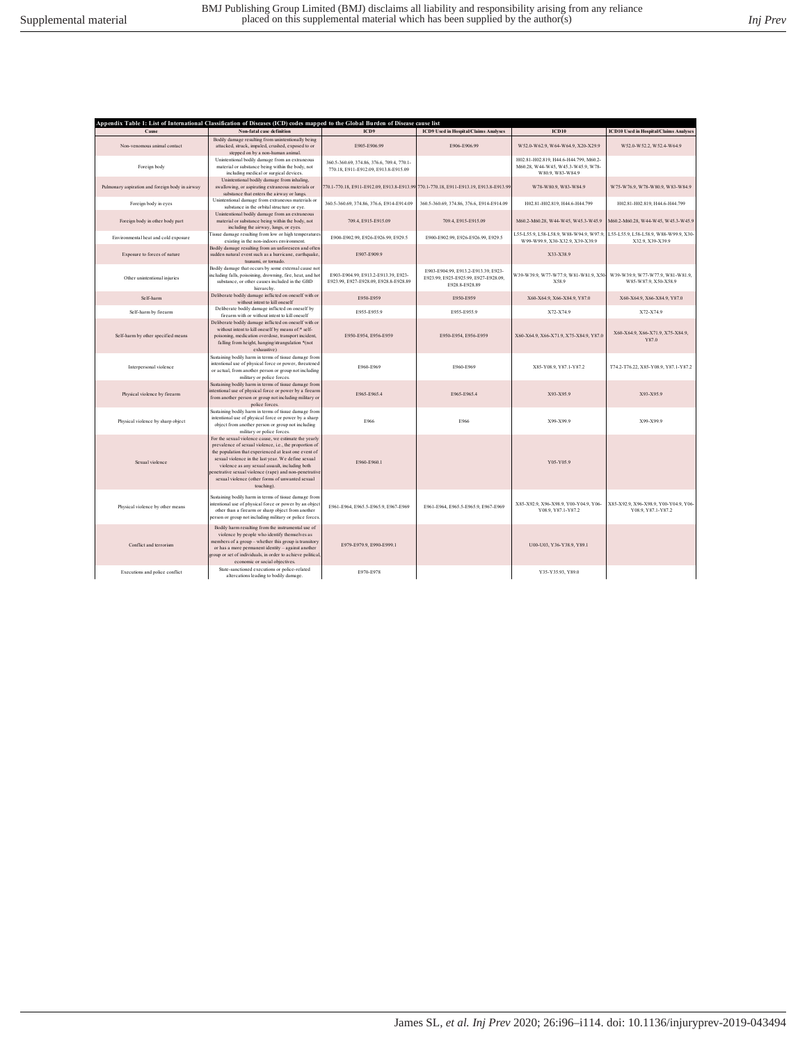**Appendix Table 1: List of International Classification of Diseases (ICD) codes mapped to the Global Burden of Disease cause list**

| Cause | Non-fatal cause definition | ICD9 | ICD9 Used in Hospital/Claims Analyses | ICD10 | ICD10 Used in Hospital/Claims Analyses |
|---|---|---|---|---|---|
| Non-venomous animal contact | Bodily damage resulting from unintentionally being attacked, struck, impaled, crushed, exposed to or stepped on by a non-human animal. | E905-E906.99 | E906-E906.99 | W52.0-W62.9, W64-W64.9, X20-X29.9 | W52.0-W52.2, W52.4-W64.9 |
| Foreign body | Unintentional bodily damage from an extraneous material or substance being within the body, not including medical or surgical devices. | 360.5-360.69, 374.86, 376.6, 709.4, 770.1-770.18, E911-E912.09, E913.8-E915.09 | | H02.81-H02.819, H44.6-H44.799, M60.2-M60.28, W44-W45, W45.3-W45.9, W78-W80.9, W83-W84.9 | |
| Pulmonary aspiration and foreign body in airway | Unintentional bodily damage from inhaling, swallowing, or aspirating extraneous materials or substance that enters the airway or lungs. | 770.1-770.18, E911-E912.09, E913.8-E913.99 | 770.1-770.18, E911-E913.19, E913.8-E913.99 | W78-W80.9, W83-W84.9 | W75-W76.9, W78-W80.9, W83-W84.9 |
| Foreign body in eyes | Unintentional damage from extraneous materials or substance in the orbital structure or eye. | 360.5-360.69, 374.86, 376.6, E914-E914.09 | 360.5-360.69, 374.86, 376.6, E914-E914.09 | H02.81-H02.819, H44.6-H44.799 | H02.81-H02.819, H44.6-H44.799 |
| Foreign body in other body part | Unintentional bodily damage from an extraneous material or substance being within the body, not including the airway, lungs, or eyes. | 709.4, E915-E915.09 | 709.4, E915-E915.09 | M60.2-M60.28, W44-W45, W45.3-W45.9 | M60.2-M60.28, W44-W45, W45.3-W45.9 |
| Environmental heat and cold exposure | Tissue damage resulting from low or high temperatures existing in the non-indoors environment. | E900-E902.99, E926-E926.99, E929.5 | E900-E902.99, E926-E926.99, E929.5 | L55-L55.9, L58-L58.9, W88-W94.9, W97.9, W99-W99.9, X30-X32.9, X39-X39.9 | L55-L55.9, L58-L58.9, W88-W99.9, X30-X32.9, X39-X39.9 |
| Exposure to forces of nature | Bodily damage resulting from an unforeseen and often sudden natural event such as a hurricane, earthquake, tsunami, or tornado. | E907-E909.9 | | X33-X38.9 | |
| Other unintentional injuries | Bodily damage that occurs by some external cause not including falls, poisoning, drowning, fire, heat, and hot substance, or other causes included in the GBD hierarchy. | E903-E904.99, E913.2-E913.39, E923-E923.99, E927-E928.09, E928.8-E928.89 | E903-E904.99, E913.2-E913.39, E923-E923.99, E925-E925.99, E927-E928.09, E928.8-E928.89 | W39-W39.9, W77-W77.9, W81-W81.9, X50-X58.9 | W39-W39.9, W77-W77.9, W81-W81.9, W85-W87.9, X50-X58.9 |
| Self-harm | Deliberate bodily damage inflicted on oneself with or without intent to kill oneself | E950-E959 | E950-E959 | X60-X64.9, X66-X84.9, Y87.0 | X60-X64.9, X66-X84.9, Y87.0 |
| Self-harm by firearm | Deliberate bodily damage inflicted on oneself by firearm with or without intent to kill oneself | E955-E955.9 | E955-E955.9 | X72-X74.9 | X72-X74.9 |
| Self-harm by other specified means | Deliberate bodily damage inflicted on oneself with or without intent to kill oneself by means of:* self-poisoning, medication overdose, transport incident, falling from height, hanging/strangulation *(not exhaustive) | E950-E954, E956-E959 | E950-E954, E956-E959 | X60-X64.9, X66-X71.9, X75-X84.9, Y87.0 | X60-X64.9, X66-X71.9, X75-X84.9, Y87.0 |
| Interpersonal violence | Sustaining bodily harm in terms of tissue damage from intentional use of physical force or power, threatened or actual, from another person or group not including military or police forces. | E960-E969 | E960-E969 | X85-Y08.9, Y87.1-Y87.2 | T74.2-T76.22, X85-Y08.9, Y87.1-Y87.2 |
| Physical violence by firearm | Sustaining bodily harm in terms of tissue damage from intentional use of physical force or power by a firearm from another person or group not including military or police forces. | E965-E965.4 | E965-E965.4 | X93-X95.9 | X93-X95.9 |
| Physical violence by sharp object | Sustaining bodily harm in terms of tissue damage from intentional use of physical force or power by a sharp object from another person or group not including military or police forces. | E966 | E966 | X99-X99.9 | X99-X99.9 |
| Sexual violence | For the sexual violence cause, we estimate the yearly prevalence of sexual violence, i.e., the proportion of the population that experienced at least one event of sexual violence in the last year. We define sexual violence as any sexual assault, including both penetrative sexual violence (rape) and non-penetrative sexual violence (other forms of unwanted sexual touching). | E960-E960.1 | | Y05-Y05.9 | |
| Physical violence by other means | Sustaining bodily harm in terms of tissue damage from intentional use of physical force or power by an object other than a firearm or sharp object from another person or group not including military or police forces. | E961-E964, E965.5-E965.9, E967-E969 | E961-E964, E965.5-E965.9, E967-E969 | X85-X92.9, X96-X98.9, Y00-Y04.9, Y06-Y08.9, Y87.1-Y87.2 | X85-X92.9, X96-X98.9, Y00-Y04.9, Y06-Y08.9, Y87.1-Y87.2 |
| Conflict and terrorism | Bodily harm resulting from the instrumental use of violence by people who identify themselves as members of a group – whether this group is transitory or has a more permanent identity – against another group or set of individuals, in order to achieve political, economic or social objectives. | E979-E979.9, E990-E999.1 | | U00-U03, Y36-Y38.9, Y89.1 | |
| Executions and police conflict | State-sanctioned executions or police-related altercations leading to bodily damage. | E970-E978 | | Y35-Y35.93, Y89.0 | |